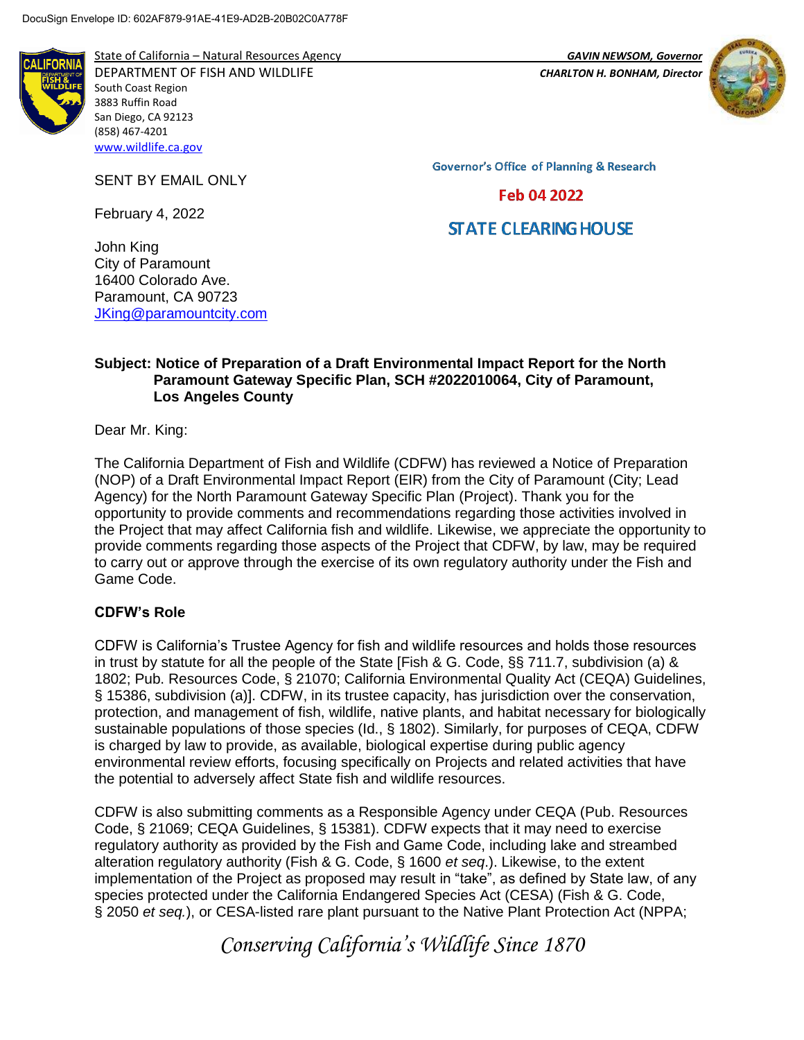DocuSign Envelope ID: 602AF879-91AE-41E9-AD2B-20B02C0A778F

State of California – Natural Resources Agency
DEPARTMENT OF FISH AND WILDLIFE
South Coast Region
3883 Ruffin Road
San Diego, CA 92123
(858) 467-4201
www.wildlife.ca.gov

*GAVIN NEWSOM, Governor*
*CHARLTON H. BONHAM, Director*

Governor's Office of Planning & Research

Feb 04 2022

STATE CLEARING HOUSE

SENT BY EMAIL ONLY

February 4, 2022

John King
City of Paramount
16400 Colorado Ave.
Paramount, CA 90723
JKing@paramountcity.com

**Subject: Notice of Preparation of a Draft Environmental Impact Report for the North Paramount Gateway Specific Plan, SCH #2022010064, City of Paramount, Los Angeles County**

Dear Mr. King:

The California Department of Fish and Wildlife (CDFW) has reviewed a Notice of Preparation (NOP) of a Draft Environmental Impact Report (EIR) from the City of Paramount (City; Lead Agency) for the North Paramount Gateway Specific Plan (Project). Thank you for the opportunity to provide comments and recommendations regarding those activities involved in the Project that may affect California fish and wildlife. Likewise, we appreciate the opportunity to provide comments regarding those aspects of the Project that CDFW, by law, may be required to carry out or approve through the exercise of its own regulatory authority under the Fish and Game Code.

**CDFW's Role**

CDFW is California's Trustee Agency for fish and wildlife resources and holds those resources in trust by statute for all the people of the State [Fish & G. Code, §§ 711.7, subdivision (a) & 1802; Pub. Resources Code, § 21070; California Environmental Quality Act (CEQA) Guidelines, § 15386, subdivision (a)]. CDFW, in its trustee capacity, has jurisdiction over the conservation, protection, and management of fish, wildlife, native plants, and habitat necessary for biologically sustainable populations of those species (Id., § 1802). Similarly, for purposes of CEQA, CDFW is charged by law to provide, as available, biological expertise during public agency environmental review efforts, focusing specifically on Projects and related activities that have the potential to adversely affect State fish and wildlife resources.

CDFW is also submitting comments as a Responsible Agency under CEQA (Pub. Resources Code, § 21069; CEQA Guidelines, § 15381). CDFW expects that it may need to exercise regulatory authority as provided by the Fish and Game Code, including lake and streambed alteration regulatory authority (Fish & G. Code, § 1600 *et seq*.). Likewise, to the extent implementation of the Project as proposed may result in "take", as defined by State law, of any species protected under the California Endangered Species Act (CESA) (Fish & G. Code, § 2050 *et seq.*), or CESA-listed rare plant pursuant to the Native Plant Protection Act (NPPA;

*Conserving California's Wildlife Since 1870*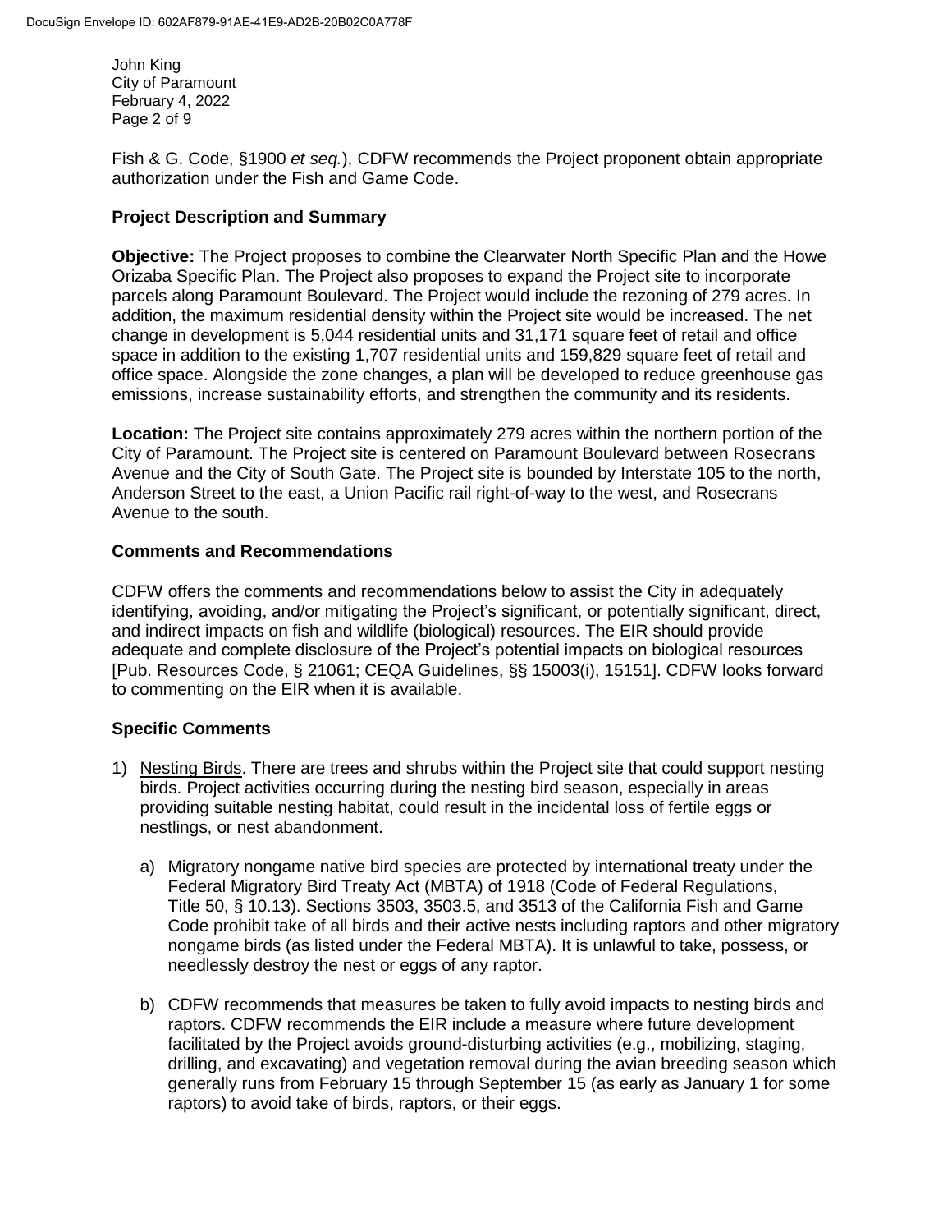Fish & G. Code, §1900 *et seq.*), CDFW recommends the Project proponent obtain appropriate authorization under the Fish and Game Code.

## Project Description and Summary

**Objective:** The Project proposes to combine the Clearwater North Specific Plan and the Howe Orizaba Specific Plan. The Project also proposes to expand the Project site to incorporate parcels along Paramount Boulevard. The Project would include the rezoning of 279 acres. In addition, the maximum residential density within the Project site would be increased. The net change in development is 5,044 residential units and 31,171 square feet of retail and office space in addition to the existing 1,707 residential units and 159,829 square feet of retail and office space. Alongside the zone changes, a plan will be developed to reduce greenhouse gas emissions, increase sustainability efforts, and strengthen the community and its residents.

**Location:** The Project site contains approximately 279 acres within the northern portion of the City of Paramount. The Project site is centered on Paramount Boulevard between Rosecrans Avenue and the City of South Gate. The Project site is bounded by Interstate 105 to the north, Anderson Street to the east, a Union Pacific rail right-of-way to the west, and Rosecrans Avenue to the south.

## Comments and Recommendations

CDFW offers the comments and recommendations below to assist the City in adequately identifying, avoiding, and/or mitigating the Project's significant, or potentially significant, direct, and indirect impacts on fish and wildlife (biological) resources. The EIR should provide adequate and complete disclosure of the Project's potential impacts on biological resources [Pub. Resources Code, § 21061; CEQA Guidelines, §§ 15003(i), 15151]. CDFW looks forward to commenting on the EIR when it is available.

## Specific Comments

1) Nesting Birds. There are trees and shrubs within the Project site that could support nesting birds. Project activities occurring during the nesting bird season, especially in areas providing suitable nesting habitat, could result in the incidental loss of fertile eggs or nestlings, or nest abandonment.

   a) Migratory nongame native bird species are protected by international treaty under the Federal Migratory Bird Treaty Act (MBTA) of 1918 (Code of Federal Regulations, Title 50, § 10.13). Sections 3503, 3503.5, and 3513 of the California Fish and Game Code prohibit take of all birds and their active nests including raptors and other migratory nongame birds (as listed under the Federal MBTA). It is unlawful to take, possess, or needlessly destroy the nest or eggs of any raptor.

   b) CDFW recommends that measures be taken to fully avoid impacts to nesting birds and raptors. CDFW recommends the EIR include a measure where future development facilitated by the Project avoids ground-disturbing activities (e.g., mobilizing, staging, drilling, and excavating) and vegetation removal during the avian breeding season which generally runs from February 15 through September 15 (as early as January 1 for some raptors) to avoid take of birds, raptors, or their eggs.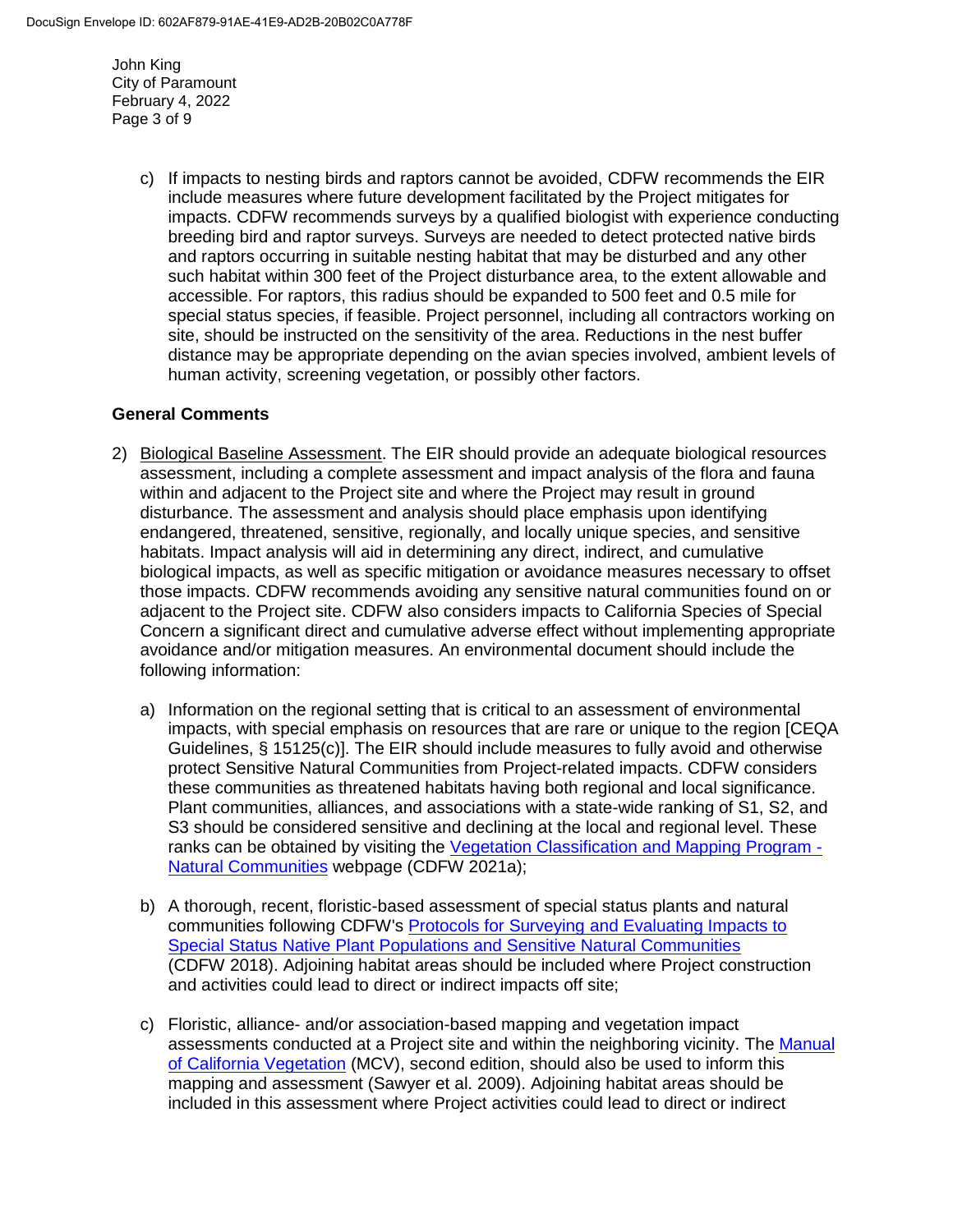c) If impacts to nesting birds and raptors cannot be avoided, CDFW recommends the EIR include measures where future development facilitated by the Project mitigates for impacts. CDFW recommends surveys by a qualified biologist with experience conducting breeding bird and raptor surveys. Surveys are needed to detect protected native birds and raptors occurring in suitable nesting habitat that may be disturbed and any other such habitat within 300 feet of the Project disturbance area, to the extent allowable and accessible. For raptors, this radius should be expanded to 500 feet and 0.5 mile for special status species, if feasible. Project personnel, including all contractors working on site, should be instructed on the sensitivity of the area. Reductions in the nest buffer distance may be appropriate depending on the avian species involved, ambient levels of human activity, screening vegetation, or possibly other factors.

**General Comments**

2) Biological Baseline Assessment. The EIR should provide an adequate biological resources assessment, including a complete assessment and impact analysis of the flora and fauna within and adjacent to the Project site and where the Project may result in ground disturbance. The assessment and analysis should place emphasis upon identifying endangered, threatened, sensitive, regionally, and locally unique species, and sensitive habitats. Impact analysis will aid in determining any direct, indirect, and cumulative biological impacts, as well as specific mitigation or avoidance measures necessary to offset those impacts. CDFW recommends avoiding any sensitive natural communities found on or adjacent to the Project site. CDFW also considers impacts to California Species of Special Concern a significant direct and cumulative adverse effect without implementing appropriate avoidance and/or mitigation measures. An environmental document should include the following information:

   a) Information on the regional setting that is critical to an assessment of environmental impacts, with special emphasis on resources that are rare or unique to the region [CEQA Guidelines, § 15125(c)]. The EIR should include measures to fully avoid and otherwise protect Sensitive Natural Communities from Project-related impacts. CDFW considers these communities as threatened habitats having both regional and local significance. Plant communities, alliances, and associations with a state-wide ranking of S1, S2, and S3 should be considered sensitive and declining at the local and regional level. These ranks can be obtained by visiting the Vegetation Classification and Mapping Program - Natural Communities webpage (CDFW 2021a);

   b) A thorough, recent, floristic-based assessment of special status plants and natural communities following CDFW's Protocols for Surveying and Evaluating Impacts to Special Status Native Plant Populations and Sensitive Natural Communities (CDFW 2018). Adjoining habitat areas should be included where Project construction and activities could lead to direct or indirect impacts off site;

   c) Floristic, alliance- and/or association-based mapping and vegetation impact assessments conducted at a Project site and within the neighboring vicinity. The Manual of California Vegetation (MCV), second edition, should also be used to inform this mapping and assessment (Sawyer et al. 2009). Adjoining habitat areas should be included in this assessment where Project activities could lead to direct or indirect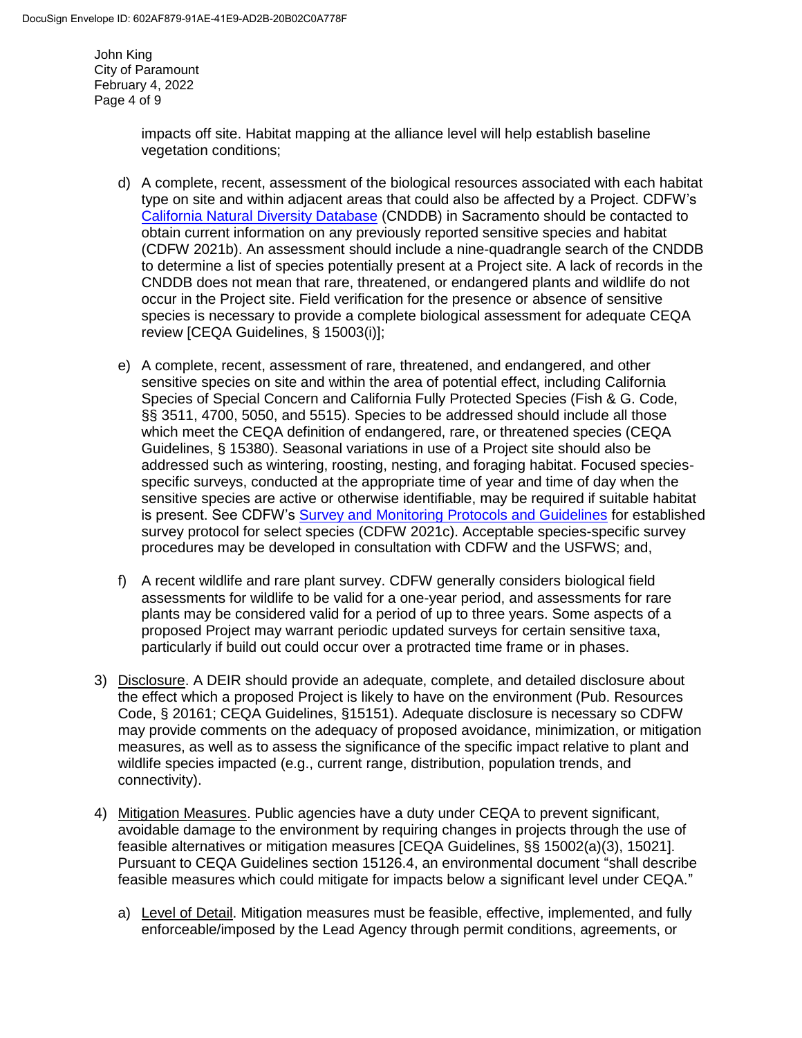impacts off site. Habitat mapping at the alliance level will help establish baseline vegetation conditions;

d) A complete, recent, assessment of the biological resources associated with each habitat type on site and within adjacent areas that could also be affected by a Project. CDFW's [California Natural Diversity Database](#) (CNDDB) in Sacramento should be contacted to obtain current information on any previously reported sensitive species and habitat (CDFW 2021b). An assessment should include a nine-quadrangle search of the CNDDB to determine a list of species potentially present at a Project site. A lack of records in the CNDDB does not mean that rare, threatened, or endangered plants and wildlife do not occur in the Project site. Field verification for the presence or absence of sensitive species is necessary to provide a complete biological assessment for adequate CEQA review [CEQA Guidelines, § 15003(i)];

e) A complete, recent, assessment of rare, threatened, and endangered, and other sensitive species on site and within the area of potential effect, including California Species of Special Concern and California Fully Protected Species (Fish & G. Code, §§ 3511, 4700, 5050, and 5515). Species to be addressed should include all those which meet the CEQA definition of endangered, rare, or threatened species (CEQA Guidelines, § 15380). Seasonal variations in use of a Project site should also be addressed such as wintering, roosting, nesting, and foraging habitat. Focused species-specific surveys, conducted at the appropriate time of year and time of day when the sensitive species are active or otherwise identifiable, may be required if suitable habitat is present. See CDFW's [Survey and Monitoring Protocols and Guidelines](#) for established survey protocol for select species (CDFW 2021c). Acceptable species-specific survey procedures may be developed in consultation with CDFW and the USFWS; and,

f) A recent wildlife and rare plant survey. CDFW generally considers biological field assessments for wildlife to be valid for a one-year period, and assessments for rare plants may be considered valid for a period of up to three years. Some aspects of a proposed Project may warrant periodic updated surveys for certain sensitive taxa, particularly if build out could occur over a protracted time frame or in phases.

3) Disclosure. A DEIR should provide an adequate, complete, and detailed disclosure about the effect which a proposed Project is likely to have on the environment (Pub. Resources Code, § 20161; CEQA Guidelines, §15151). Adequate disclosure is necessary so CDFW may provide comments on the adequacy of proposed avoidance, minimization, or mitigation measures, as well as to assess the significance of the specific impact relative to plant and wildlife species impacted (e.g., current range, distribution, population trends, and connectivity).

4) Mitigation Measures. Public agencies have a duty under CEQA to prevent significant, avoidable damage to the environment by requiring changes in projects through the use of feasible alternatives or mitigation measures [CEQA Guidelines, §§ 15002(a)(3), 15021]. Pursuant to CEQA Guidelines section 15126.4, an environmental document "shall describe feasible measures which could mitigate for impacts below a significant level under CEQA."

   a) Level of Detail. Mitigation measures must be feasible, effective, implemented, and fully enforceable/imposed by the Lead Agency through permit conditions, agreements, or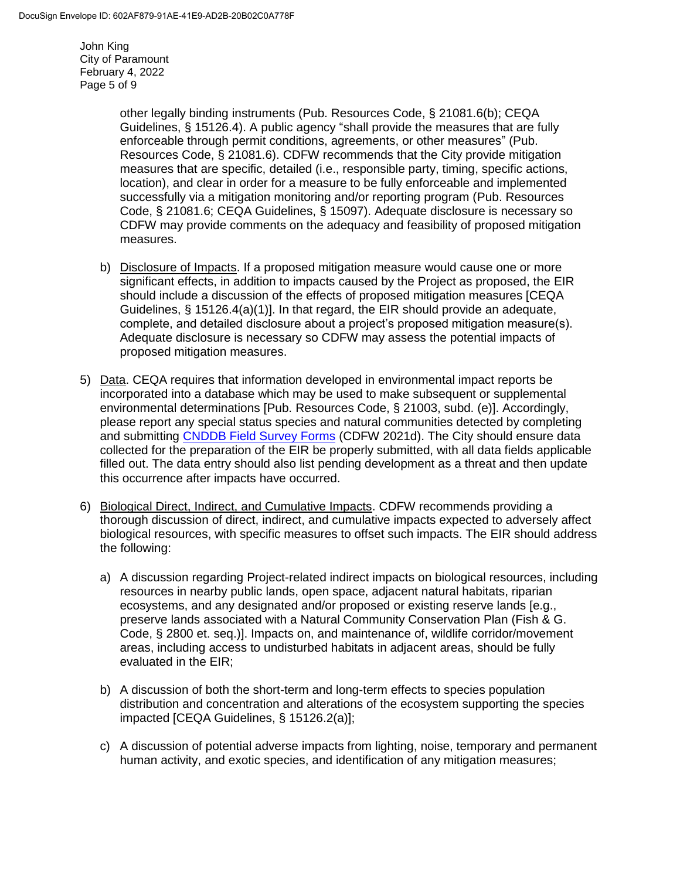other legally binding instruments (Pub. Resources Code, § 21081.6(b); CEQA Guidelines, § 15126.4). A public agency "shall provide the measures that are fully enforceable through permit conditions, agreements, or other measures" (Pub. Resources Code, § 21081.6). CDFW recommends that the City provide mitigation measures that are specific, detailed (i.e., responsible party, timing, specific actions, location), and clear in order for a measure to be fully enforceable and implemented successfully via a mitigation monitoring and/or reporting program (Pub. Resources Code, § 21081.6; CEQA Guidelines, § 15097). Adequate disclosure is necessary so CDFW may provide comments on the adequacy and feasibility of proposed mitigation measures.

b) Disclosure of Impacts. If a proposed mitigation measure would cause one or more significant effects, in addition to impacts caused by the Project as proposed, the EIR should include a discussion of the effects of proposed mitigation measures [CEQA Guidelines, § 15126.4(a)(1)]. In that regard, the EIR should provide an adequate, complete, and detailed disclosure about a project's proposed mitigation measure(s). Adequate disclosure is necessary so CDFW may assess the potential impacts of proposed mitigation measures.

5) Data. CEQA requires that information developed in environmental impact reports be incorporated into a database which may be used to make subsequent or supplemental environmental determinations [Pub. Resources Code, § 21003, subd. (e)]. Accordingly, please report any special status species and natural communities detected by completing and submitting CNDDB Field Survey Forms (CDFW 2021d). The City should ensure data collected for the preparation of the EIR be properly submitted, with all data fields applicable filled out. The data entry should also list pending development as a threat and then update this occurrence after impacts have occurred.

6) Biological Direct, Indirect, and Cumulative Impacts. CDFW recommends providing a thorough discussion of direct, indirect, and cumulative impacts expected to adversely affect biological resources, with specific measures to offset such impacts. The EIR should address the following:

a) A discussion regarding Project-related indirect impacts on biological resources, including resources in nearby public lands, open space, adjacent natural habitats, riparian ecosystems, and any designated and/or proposed or existing reserve lands [e.g., preserve lands associated with a Natural Community Conservation Plan (Fish & G. Code, § 2800 et. seq.)]. Impacts on, and maintenance of, wildlife corridor/movement areas, including access to undisturbed habitats in adjacent areas, should be fully evaluated in the EIR;

b) A discussion of both the short-term and long-term effects to species population distribution and concentration and alterations of the ecosystem supporting the species impacted [CEQA Guidelines, § 15126.2(a)];

c) A discussion of potential adverse impacts from lighting, noise, temporary and permanent human activity, and exotic species, and identification of any mitigation measures;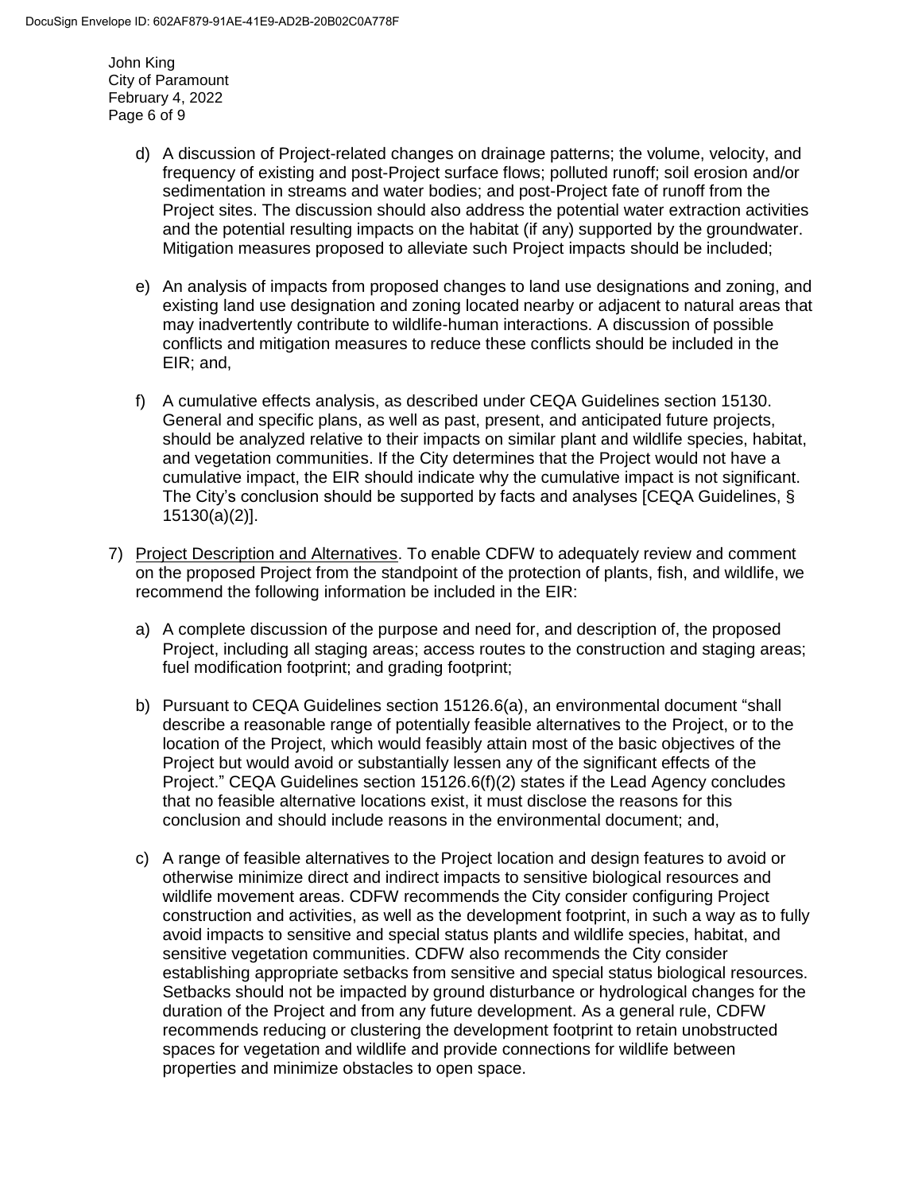d) A discussion of Project-related changes on drainage patterns; the volume, velocity, and frequency of existing and post-Project surface flows; polluted runoff; soil erosion and/or sedimentation in streams and water bodies; and post-Project fate of runoff from the Project sites. The discussion should also address the potential water extraction activities and the potential resulting impacts on the habitat (if any) supported by the groundwater. Mitigation measures proposed to alleviate such Project impacts should be included;

e) An analysis of impacts from proposed changes to land use designations and zoning, and existing land use designation and zoning located nearby or adjacent to natural areas that may inadvertently contribute to wildlife-human interactions. A discussion of possible conflicts and mitigation measures to reduce these conflicts should be included in the EIR; and,

f) A cumulative effects analysis, as described under CEQA Guidelines section 15130. General and specific plans, as well as past, present, and anticipated future projects, should be analyzed relative to their impacts on similar plant and wildlife species, habitat, and vegetation communities. If the City determines that the Project would not have a cumulative impact, the EIR should indicate why the cumulative impact is not significant. The City's conclusion should be supported by facts and analyses [CEQA Guidelines, § 15130(a)(2)].

7) <u>Project Description and Alternatives</u>. To enable CDFW to adequately review and comment on the proposed Project from the standpoint of the protection of plants, fish, and wildlife, we recommend the following information be included in the EIR:

a) A complete discussion of the purpose and need for, and description of, the proposed Project, including all staging areas; access routes to the construction and staging areas; fuel modification footprint; and grading footprint;

b) Pursuant to CEQA Guidelines section 15126.6(a), an environmental document "shall describe a reasonable range of potentially feasible alternatives to the Project, or to the location of the Project, which would feasibly attain most of the basic objectives of the Project but would avoid or substantially lessen any of the significant effects of the Project." CEQA Guidelines section 15126.6(f)(2) states if the Lead Agency concludes that no feasible alternative locations exist, it must disclose the reasons for this conclusion and should include reasons in the environmental document; and,

c) A range of feasible alternatives to the Project location and design features to avoid or otherwise minimize direct and indirect impacts to sensitive biological resources and wildlife movement areas. CDFW recommends the City consider configuring Project construction and activities, as well as the development footprint, in such a way as to fully avoid impacts to sensitive and special status plants and wildlife species, habitat, and sensitive vegetation communities. CDFW also recommends the City consider establishing appropriate setbacks from sensitive and special status biological resources. Setbacks should not be impacted by ground disturbance or hydrological changes for the duration of the Project and from any future development. As a general rule, CDFW recommends reducing or clustering the development footprint to retain unobstructed spaces for vegetation and wildlife and provide connections for wildlife between properties and minimize obstacles to open space.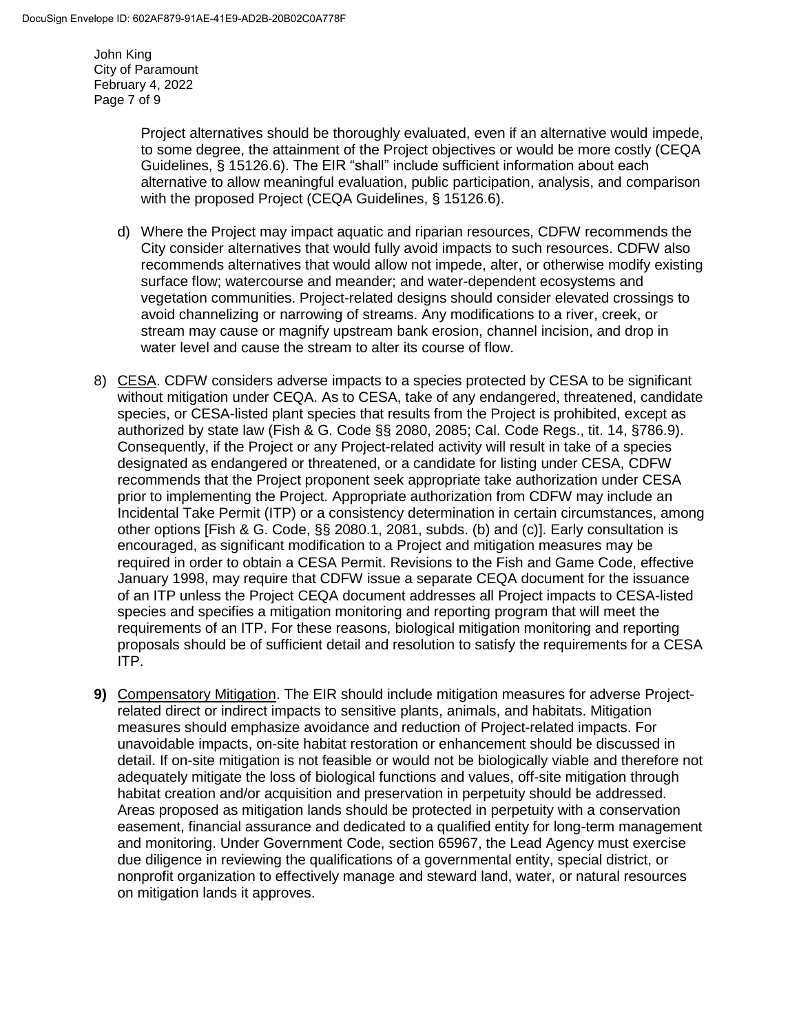Project alternatives should be thoroughly evaluated, even if an alternative would impede, to some degree, the attainment of the Project objectives or would be more costly (CEQA Guidelines, § 15126.6). The EIR "shall" include sufficient information about each alternative to allow meaningful evaluation, public participation, analysis, and comparison with the proposed Project (CEQA Guidelines, § 15126.6).

d) Where the Project may impact aquatic and riparian resources, CDFW recommends the City consider alternatives that would fully avoid impacts to such resources. CDFW also recommends alternatives that would allow not impede, alter, or otherwise modify existing surface flow; watercourse and meander; and water-dependent ecosystems and vegetation communities. Project-related designs should consider elevated crossings to avoid channelizing or narrowing of streams. Any modifications to a river, creek, or stream may cause or magnify upstream bank erosion, channel incision, and drop in water level and cause the stream to alter its course of flow.

8) <u>CESA</u>. CDFW considers adverse impacts to a species protected by CESA to be significant without mitigation under CEQA. As to CESA, take of any endangered, threatened, candidate species, or CESA-listed plant species that results from the Project is prohibited, except as authorized by state law (Fish & G. Code §§ 2080, 2085; Cal. Code Regs., tit. 14, §786.9). Consequently, if the Project or any Project-related activity will result in take of a species designated as endangered or threatened, or a candidate for listing under CESA, CDFW recommends that the Project proponent seek appropriate take authorization under CESA prior to implementing the Project. Appropriate authorization from CDFW may include an Incidental Take Permit (ITP) or a consistency determination in certain circumstances, among other options [Fish & G. Code, §§ 2080.1, 2081, subds. (b) and (c)]. Early consultation is encouraged, as significant modification to a Project and mitigation measures may be required in order to obtain a CESA Permit. Revisions to the Fish and Game Code, effective January 1998, may require that CDFW issue a separate CEQA document for the issuance of an ITP unless the Project CEQA document addresses all Project impacts to CESA-listed species and specifies a mitigation monitoring and reporting program that will meet the requirements of an ITP. For these reasons, biological mitigation monitoring and reporting proposals should be of sufficient detail and resolution to satisfy the requirements for a CESA ITP.

**9)** <u>Compensatory Mitigation</u>. The EIR should include mitigation measures for adverse Project-related direct or indirect impacts to sensitive plants, animals, and habitats. Mitigation measures should emphasize avoidance and reduction of Project-related impacts. For unavoidable impacts, on-site habitat restoration or enhancement should be discussed in detail. If on-site mitigation is not feasible or would not be biologically viable and therefore not adequately mitigate the loss of biological functions and values, off-site mitigation through habitat creation and/or acquisition and preservation in perpetuity should be addressed. Areas proposed as mitigation lands should be protected in perpetuity with a conservation easement, financial assurance and dedicated to a qualified entity for long-term management and monitoring. Under Government Code, section 65967, the Lead Agency must exercise due diligence in reviewing the qualifications of a governmental entity, special district, or nonprofit organization to effectively manage and steward land, water, or natural resources on mitigation lands it approves.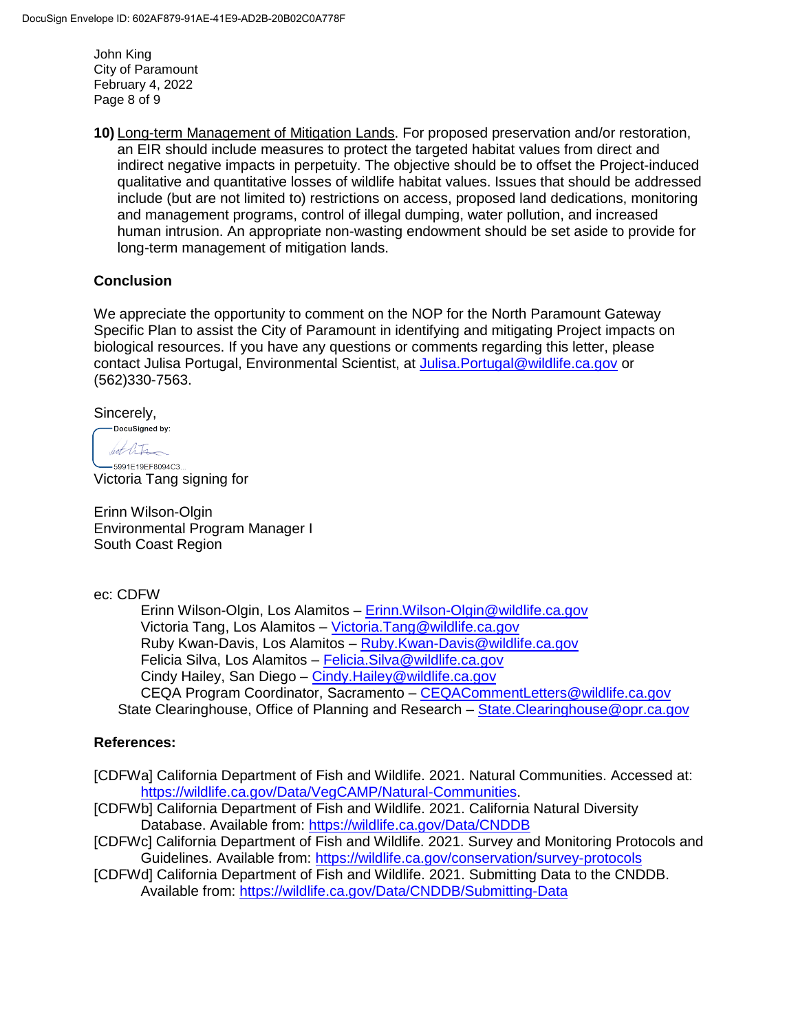**10)** Long-term Management of Mitigation Lands. For proposed preservation and/or restoration, an EIR should include measures to protect the targeted habitat values from direct and indirect negative impacts in perpetuity. The objective should be to offset the Project-induced qualitative and quantitative losses of wildlife habitat values. Issues that should be addressed include (but are not limited to) restrictions on access, proposed land dedications, monitoring and management programs, control of illegal dumping, water pollution, and increased human intrusion. An appropriate non-wasting endowment should be set aside to provide for long-term management of mitigation lands.

## Conclusion

We appreciate the opportunity to comment on the NOP for the North Paramount Gateway Specific Plan to assist the City of Paramount in identifying and mitigating Project impacts on biological resources. If you have any questions or comments regarding this letter, please contact Julisa Portugal, Environmental Scientist, at Julisa.Portugal@wildlife.ca.gov or (562)330-7563.

Sincerely,

DocuSigned by:

5991E19EF8094C3...

Victoria Tang signing for

Erinn Wilson-Olgin
Environmental Program Manager I
South Coast Region

ec: CDFW

Erinn Wilson-Olgin, Los Alamitos – Erinn.Wilson-Olgin@wildlife.ca.gov
Victoria Tang, Los Alamitos – Victoria.Tang@wildlife.ca.gov
Ruby Kwan-Davis, Los Alamitos – Ruby.Kwan-Davis@wildlife.ca.gov
Felicia Silva, Los Alamitos – Felicia.Silva@wildlife.ca.gov
Cindy Hailey, San Diego – Cindy.Hailey@wildlife.ca.gov
CEQA Program Coordinator, Sacramento – CEQACommentLetters@wildlife.ca.gov

State Clearinghouse, Office of Planning and Research – State.Clearinghouse@opr.ca.gov

## References:

[CDFWa] California Department of Fish and Wildlife. 2021. Natural Communities. Accessed at: https://wildlife.ca.gov/Data/VegCAMP/Natural-Communities.

[CDFWb] California Department of Fish and Wildlife. 2021. California Natural Diversity Database. Available from: https://wildlife.ca.gov/Data/CNDDB

[CDFWc] California Department of Fish and Wildlife. 2021. Survey and Monitoring Protocols and Guidelines. Available from: https://wildlife.ca.gov/conservation/survey-protocols

[CDFWd] California Department of Fish and Wildlife. 2021. Submitting Data to the CNDDB. Available from: https://wildlife.ca.gov/Data/CNDDB/Submitting-Data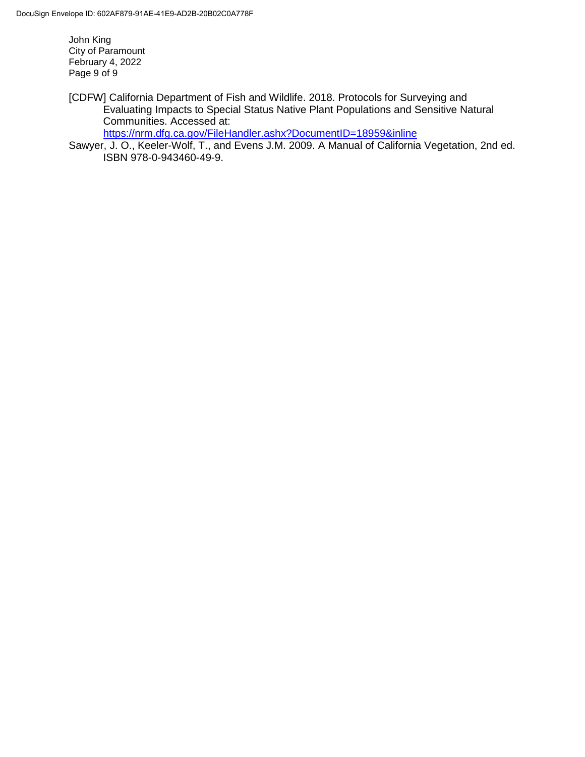[CDFW] California Department of Fish and Wildlife. 2018. Protocols for Surveying and Evaluating Impacts to Special Status Native Plant Populations and Sensitive Natural Communities. Accessed at: https://nrm.dfg.ca.gov/FileHandler.ashx?DocumentID=18959&inline

Sawyer, J. O., Keeler-Wolf, T., and Evens J.M. 2009. A Manual of California Vegetation, 2nd ed. ISBN 978-0-943460-49-9.